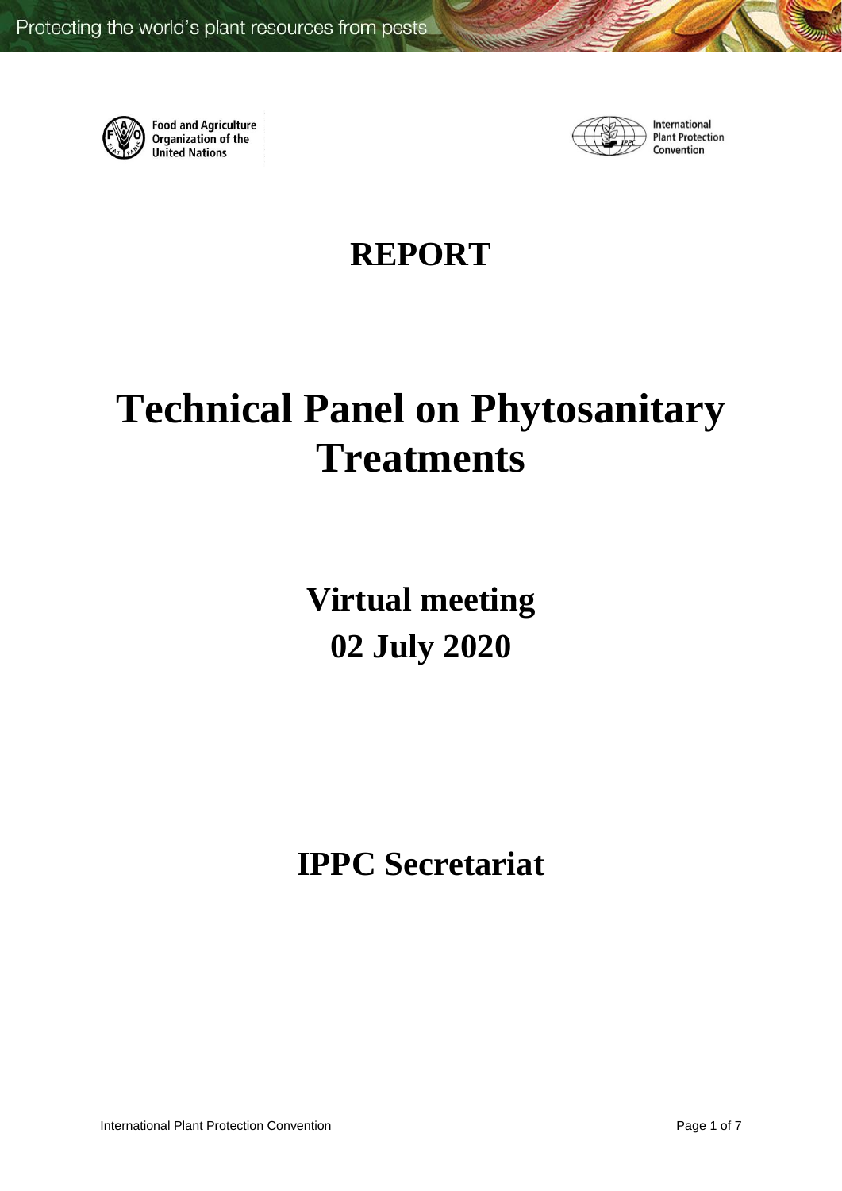Food and Agriculture Organization of the United Nations

International Plant Protection Convention

# REPORT

# Technical Panel on Phytosanitary Treatments

## Virtual meeting
## 02 July 2020

## IPPC Secretariat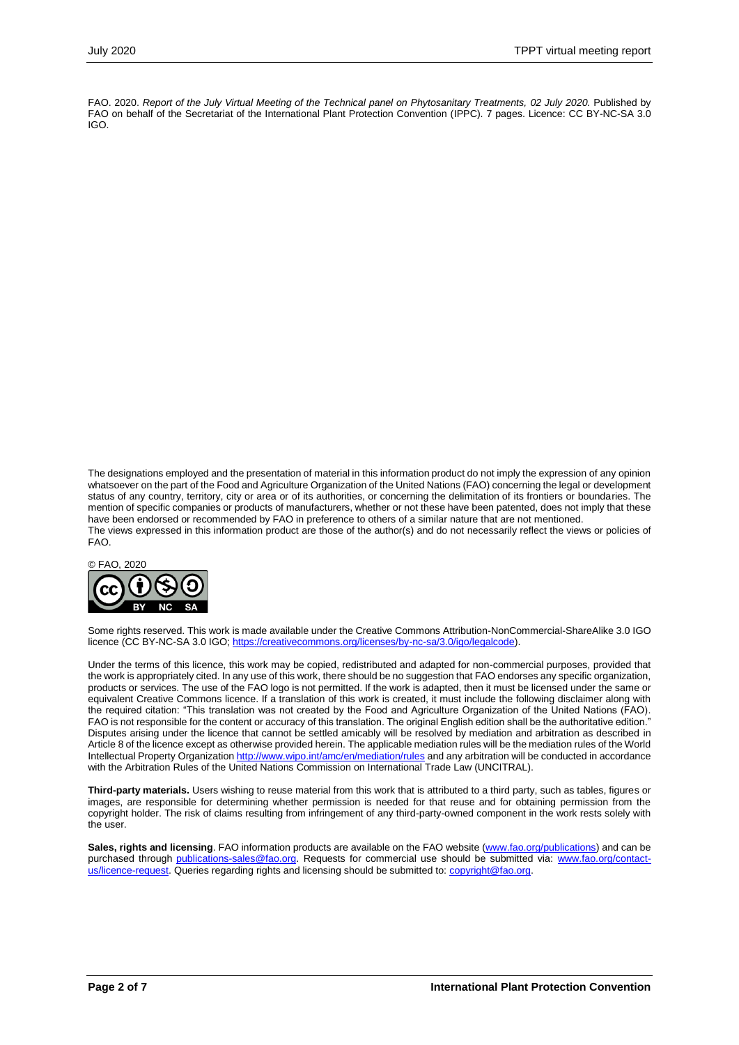FAO. 2020. *Report of the July Virtual Meeting of the Technical panel on Phytosanitary Treatments, 02 July 2020.* Published by FAO on behalf of the Secretariat of the International Plant Protection Convention (IPPC). 7 pages. Licence: CC BY-NC-SA 3.0 IGO.

The designations employed and the presentation of material in this information product do not imply the expression of any opinion whatsoever on the part of the Food and Agriculture Organization of the United Nations (FAO) concerning the legal or development status of any country, territory, city or area or of its authorities, or concerning the delimitation of its frontiers or boundaries. The mention of specific companies or products of manufacturers, whether or not these have been patented, does not imply that these have been endorsed or recommended by FAO in preference to others of a similar nature that are not mentioned.
The views expressed in this information product are those of the author(s) and do not necessarily reflect the views or policies of FAO.

© FAO, 2020

Some rights reserved. This work is made available under the Creative Commons Attribution-NonCommercial-ShareAlike 3.0 IGO licence (CC BY-NC-SA 3.0 IGO; https://creativecommons.org/licenses/by-nc-sa/3.0/igo/legalcode).

Under the terms of this licence, this work may be copied, redistributed and adapted for non-commercial purposes, provided that the work is appropriately cited. In any use of this work, there should be no suggestion that FAO endorses any specific organization, products or services. The use of the FAO logo is not permitted. If the work is adapted, then it must be licensed under the same or equivalent Creative Commons licence. If a translation of this work is created, it must include the following disclaimer along with the required citation: "This translation was not created by the Food and Agriculture Organization of the United Nations (FAO). FAO is not responsible for the content or accuracy of this translation. The original English edition shall be the authoritative edition." Disputes arising under the licence that cannot be settled amicably will be resolved by mediation and arbitration as described in Article 8 of the licence except as otherwise provided herein. The applicable mediation rules will be the mediation rules of the World Intellectual Property Organization http://www.wipo.int/amc/en/mediation/rules and any arbitration will be conducted in accordance with the Arbitration Rules of the United Nations Commission on International Trade Law (UNCITRAL).

**Third-party materials.** Users wishing to reuse material from this work that is attributed to a third party, such as tables, figures or images, are responsible for determining whether permission is needed for that reuse and for obtaining permission from the copyright holder. The risk of claims resulting from infringement of any third-party-owned component in the work rests solely with the user.

**Sales, rights and licensing**. FAO information products are available on the FAO website (www.fao.org/publications) and can be purchased through publications-sales@fao.org. Requests for commercial use should be submitted via: www.fao.org/contact-us/licence-request. Queries regarding rights and licensing should be submitted to: copyright@fao.org.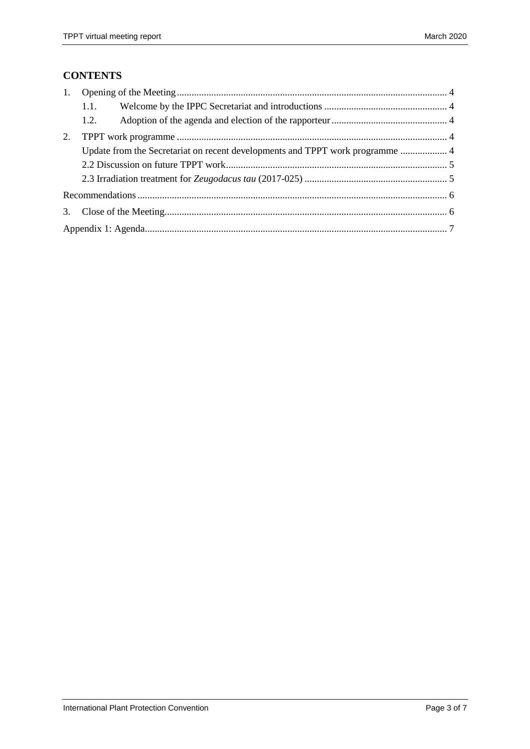## CONTENTS

1. Opening of the Meeting ........ 4
   - 1.1. Welcome by the IPPC Secretariat and introductions ........ 4
   - 1.2. Adoption of the agenda and election of the rapporteur ........ 4
2. TPPT work programme ........ 4
   - Update from the Secretariat on recent developments and TPPT work programme ........ 4
   - 2.2 Discussion on future TPPT work ........ 5
   - 2.3 Irradiation treatment for *Zeugodacus tau* (2017-025) ........ 5

Recommendations ........ 6

3. Close of the Meeting ........ 6

Appendix 1: Agenda ........ 7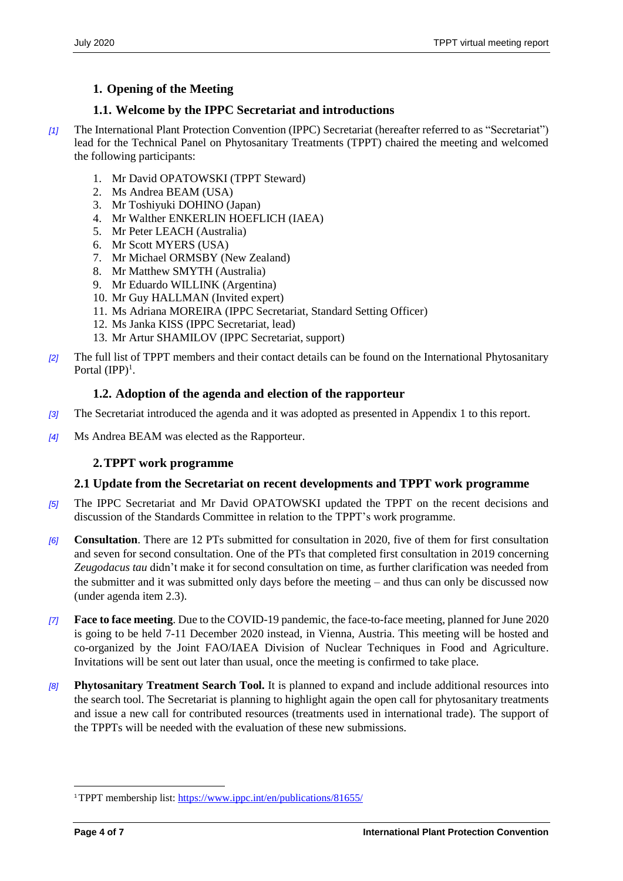## 1. Opening of the Meeting

### 1.1. Welcome by the IPPC Secretariat and introductions

*[1]* The International Plant Protection Convention (IPPC) Secretariat (hereafter referred to as "Secretariat") lead for the Technical Panel on Phytosanitary Treatments (TPPT) chaired the meeting and welcomed the following participants:

1. Mr David OPATOWSKI (TPPT Steward)
2. Ms Andrea BEAM (USA)
3. Mr Toshiyuki DOHINO (Japan)
4. Mr Walther ENKERLIN HOEFLICH (IAEA)
5. Mr Peter LEACH (Australia)
6. Mr Scott MYERS (USA)
7. Mr Michael ORMSBY (New Zealand)
8. Mr Matthew SMYTH (Australia)
9. Mr Eduardo WILLINK (Argentina)
10. Mr Guy HALLMAN (Invited expert)
11. Ms Adriana MOREIRA (IPPC Secretariat, Standard Setting Officer)
12. Ms Janka KISS (IPPC Secretariat, lead)
13. Mr Artur SHAMILOV (IPPC Secretariat, support)

*[2]* The full list of TPPT members and their contact details can be found on the International Phytosanitary Portal (IPP)[1].

### 1.2. Adoption of the agenda and election of the rapporteur

*[3]* The Secretariat introduced the agenda and it was adopted as presented in Appendix 1 to this report.

*[4]* Ms Andrea BEAM was elected as the Rapporteur.

## 2. TPPT work programme

### 2.1 Update from the Secretariat on recent developments and TPPT work programme

*[5]* The IPPC Secretariat and Mr David OPATOWSKI updated the TPPT on the recent decisions and discussion of the Standards Committee in relation to the TPPT's work programme.

*[6]* **Consultation**. There are 12 PTs submitted for consultation in 2020, five of them for first consultation and seven for second consultation. One of the PTs that completed first consultation in 2019 concerning *Zeugodacus tau* didn't make it for second consultation on time, as further clarification was needed from the submitter and it was submitted only days before the meeting – and thus can only be discussed now (under agenda item 2.3).

*[7]* **Face to face meeting**. Due to the COVID-19 pandemic, the face-to-face meeting, planned for June 2020 is going to be held 7-11 December 2020 instead, in Vienna, Austria. This meeting will be hosted and co-organized by the Joint FAO/IAEA Division of Nuclear Techniques in Food and Agriculture. Invitations will be sent out later than usual, once the meeting is confirmed to take place.

*[8]* **Phytosanitary Treatment Search Tool.** It is planned to expand and include additional resources into the search tool. The Secretariat is planning to highlight again the open call for phytosanitary treatments and issue a new call for contributed resources (treatments used in international trade). The support of the TPPTs will be needed with the evaluation of these new submissions.

---

[1] TPPT membership list: https://www.ippc.int/en/publications/81655/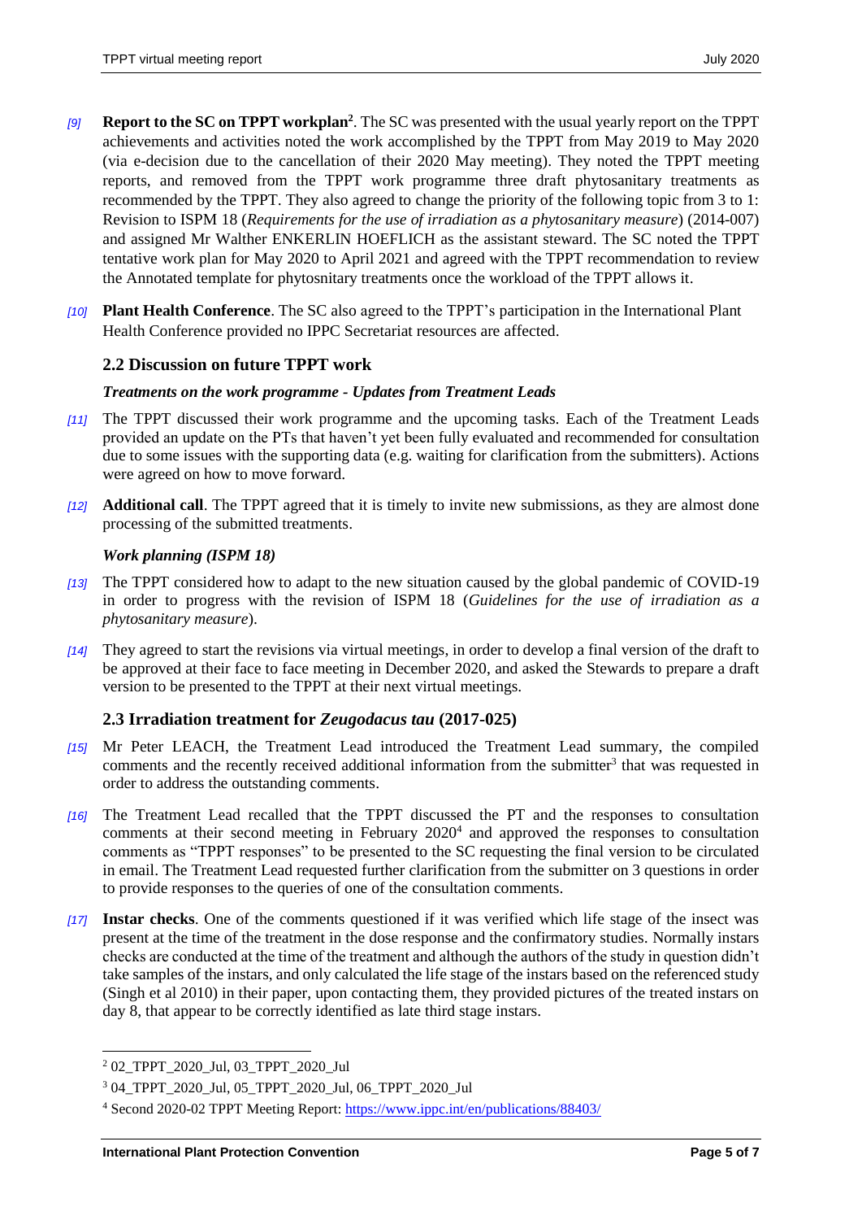*[9]* **Report to the SC on TPPT workplan**[2]. The SC was presented with the usual yearly report on the TPPT achievements and activities noted the work accomplished by the TPPT from May 2019 to May 2020 (via e-decision due to the cancellation of their 2020 May meeting). They noted the TPPT meeting reports, and removed from the TPPT work programme three draft phytosanitary treatments as recommended by the TPPT. They also agreed to change the priority of the following topic from 3 to 1: Revision to ISPM 18 (*Requirements for the use of irradiation as a phytosanitary measure*) (2014-007) and assigned Mr Walther ENKERLIN HOEFLICH as the assistant steward. The SC noted the TPPT tentative work plan for May 2020 to April 2021 and agreed with the TPPT recommendation to review the Annotated template for phytosnitary treatments once the workload of the TPPT allows it.

*[10]* **Plant Health Conference**. The SC also agreed to the TPPT's participation in the International Plant Health Conference provided no IPPC Secretariat resources are affected.

## 2.2 Discussion on future TPPT work

### *Treatments on the work programme - Updates from Treatment Leads*

*[11]* The TPPT discussed their work programme and the upcoming tasks. Each of the Treatment Leads provided an update on the PTs that haven't yet been fully evaluated and recommended for consultation due to some issues with the supporting data (e.g. waiting for clarification from the submitters). Actions were agreed on how to move forward.

*[12]* **Additional call**. The TPPT agreed that it is timely to invite new submissions, as they are almost done processing of the submitted treatments.

### *Work planning (ISPM 18)*

*[13]* The TPPT considered how to adapt to the new situation caused by the global pandemic of COVID-19 in order to progress with the revision of ISPM 18 (*Guidelines for the use of irradiation as a phytosanitary measure*).

*[14]* They agreed to start the revisions via virtual meetings, in order to develop a final version of the draft to be approved at their face to face meeting in December 2020, and asked the Stewards to prepare a draft version to be presented to the TPPT at their next virtual meetings.

## 2.3 Irradiation treatment for *Zeugodacus tau* (2017-025)

*[15]* Mr Peter LEACH, the Treatment Lead introduced the Treatment Lead summary, the compiled comments and the recently received additional information from the submitter[3] that was requested in order to address the outstanding comments.

*[16]* The Treatment Lead recalled that the TPPT discussed the PT and the responses to consultation comments at their second meeting in February 2020[4] and approved the responses to consultation comments as "TPPT responses" to be presented to the SC requesting the final version to be circulated in email. The Treatment Lead requested further clarification from the submitter on 3 questions in order to provide responses to the queries of one of the consultation comments.

*[17]* **Instar checks**. One of the comments questioned if it was verified which life stage of the insect was present at the time of the treatment in the dose response and the confirmatory studies. Normally instars checks are conducted at the time of the treatment and although the authors of the study in question didn't take samples of the instars, and only calculated the life stage of the instars based on the referenced study (Singh et al 2010) in their paper, upon contacting them, they provided pictures of the treated instars on day 8, that appear to be correctly identified as late third stage instars.

---

[2] 02_TPPT_2020_Jul, 03_TPPT_2020_Jul

[3] 04_TPPT_2020_Jul, 05_TPPT_2020_Jul, 06_TPPT_2020_Jul

[4] Second 2020-02 TPPT Meeting Report: https://www.ippc.int/en/publications/88403/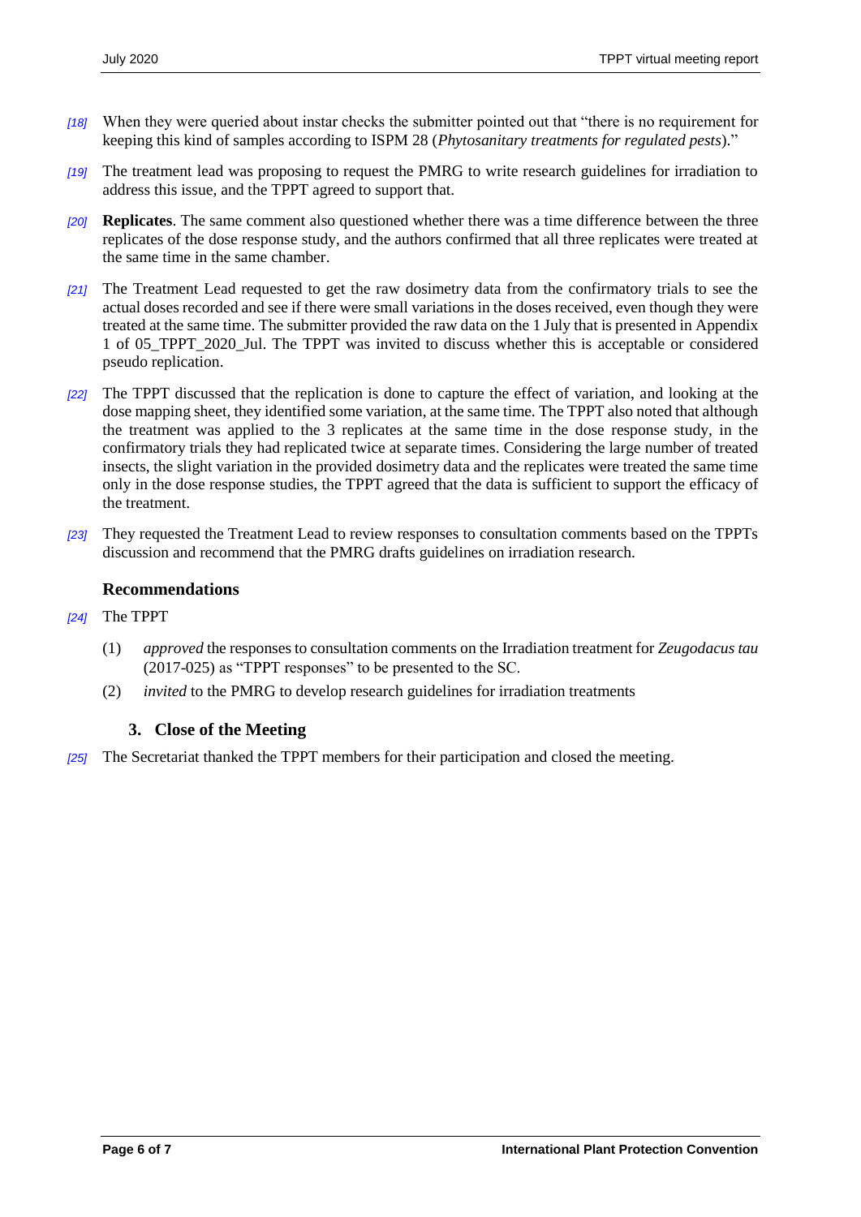[18] When they were queried about instar checks the submitter pointed out that "there is no requirement for keeping this kind of samples according to ISPM 28 (*Phytosanitary treatments for regulated pests*)."

[19] The treatment lead was proposing to request the PMRG to write research guidelines for irradiation to address this issue, and the TPPT agreed to support that.

[20] **Replicates**. The same comment also questioned whether there was a time difference between the three replicates of the dose response study, and the authors confirmed that all three replicates were treated at the same time in the same chamber.

[21] The Treatment Lead requested to get the raw dosimetry data from the confirmatory trials to see the actual doses recorded and see if there were small variations in the doses received, even though they were treated at the same time. The submitter provided the raw data on the 1 July that is presented in Appendix 1 of 05_TPPT_2020_Jul. The TPPT was invited to discuss whether this is acceptable or considered pseudo replication.

[22] The TPPT discussed that the replication is done to capture the effect of variation, and looking at the dose mapping sheet, they identified some variation, at the same time. The TPPT also noted that although the treatment was applied to the 3 replicates at the same time in the dose response study, in the confirmatory trials they had replicated twice at separate times. Considering the large number of treated insects, the slight variation in the provided dosimetry data and the replicates were treated the same time only in the dose response studies, the TPPT agreed that the data is sufficient to support the efficacy of the treatment.

[23] They requested the Treatment Lead to review responses to consultation comments based on the TPPTs discussion and recommend that the PMRG drafts guidelines on irradiation research.

### Recommendations

[24] The TPPT

(1) *approved* the responses to consultation comments on the Irradiation treatment for *Zeugodacus tau* (2017-025) as "TPPT responses" to be presented to the SC.

(2) *invited* to the PMRG to develop research guidelines for irradiation treatments

## 3. Close of the Meeting

[25] The Secretariat thanked the TPPT members for their participation and closed the meeting.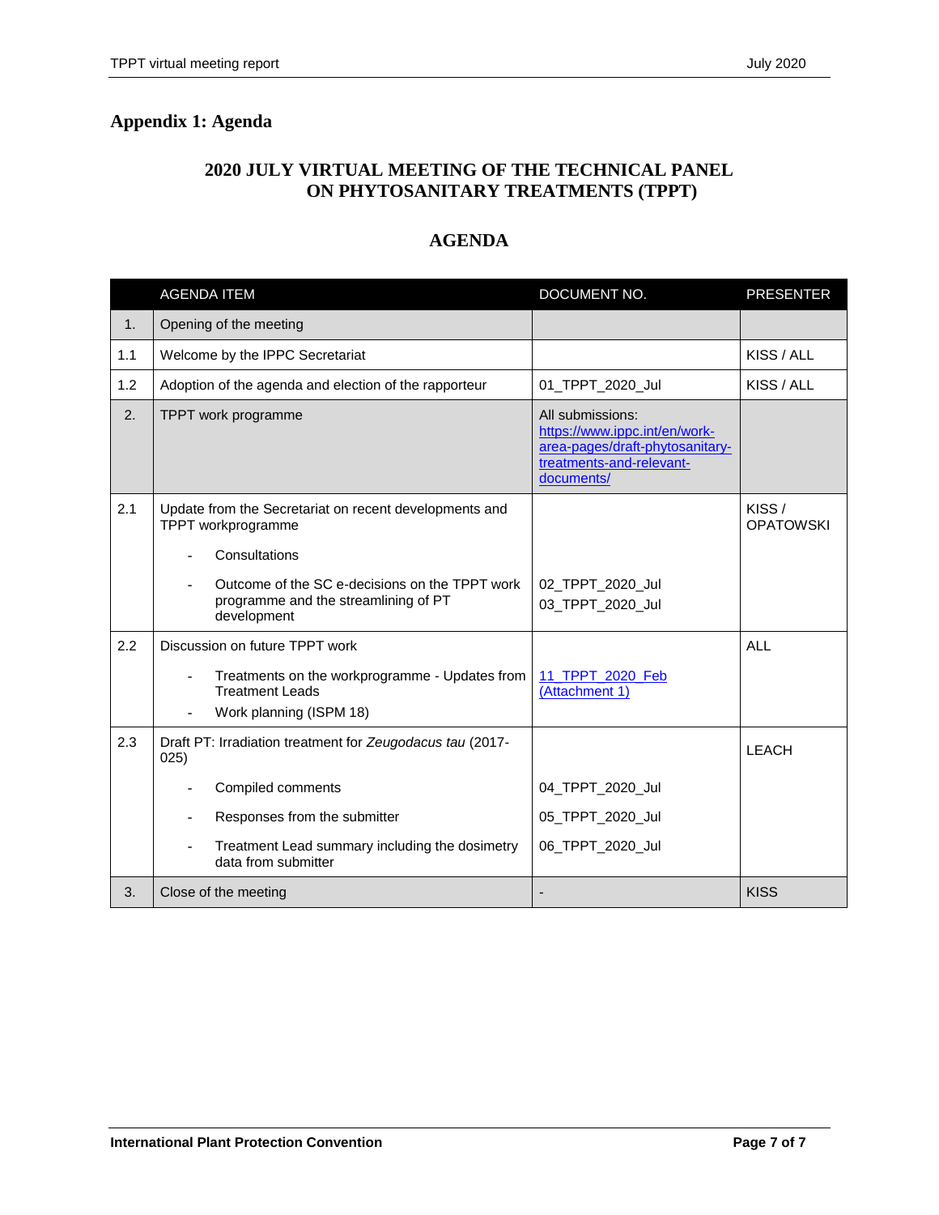## Appendix 1: Agenda

### 2020 JULY VIRTUAL MEETING OF THE TECHNICAL PANEL ON PHYTOSANITARY TREATMENTS (TPPT)

### AGENDA

| | AGENDA ITEM | DOCUMENT NO. | PRESENTER |
|---|---|---|---|
| 1. | Opening of the meeting | | |
| 1.1 | Welcome by the IPPC Secretariat | | KISS / ALL |
| 1.2 | Adoption of the agenda and election of the rapporteur | 01_TPPT_2020_Jul | KISS / ALL |
| 2. | TPPT work programme | All submissions: https://www.ippc.int/en/work-area-pages/draft-phytosanitary-treatments-and-relevant-documents/ | |
| 2.1 | Update from the Secretariat on recent developments and TPPT workprogramme<br>- Consultations<br>- Outcome of the SC e-decisions on the TPPT work programme and the streamlining of PT development | 02_TPPT_2020_Jul<br>03_TPPT_2020_Jul | KISS / OPATOWSKI |
| 2.2 | Discussion on future TPPT work<br>- Treatments on the workprogramme - Updates from Treatment Leads<br>- Work planning (ISPM 18) | 11_TPPT_2020_Feb (Attachment 1) | ALL |
| 2.3 | Draft PT: Irradiation treatment for *Zeugodacus tau* (2017-025)<br>- Compiled comments<br>- Responses from the submitter<br>- Treatment Lead summary including the dosimetry data from submitter | 04_TPPT_2020_Jul<br>05_TPPT_2020_Jul<br>06_TPPT_2020_Jul | LEACH |
| 3. | Close of the meeting | - | KISS |